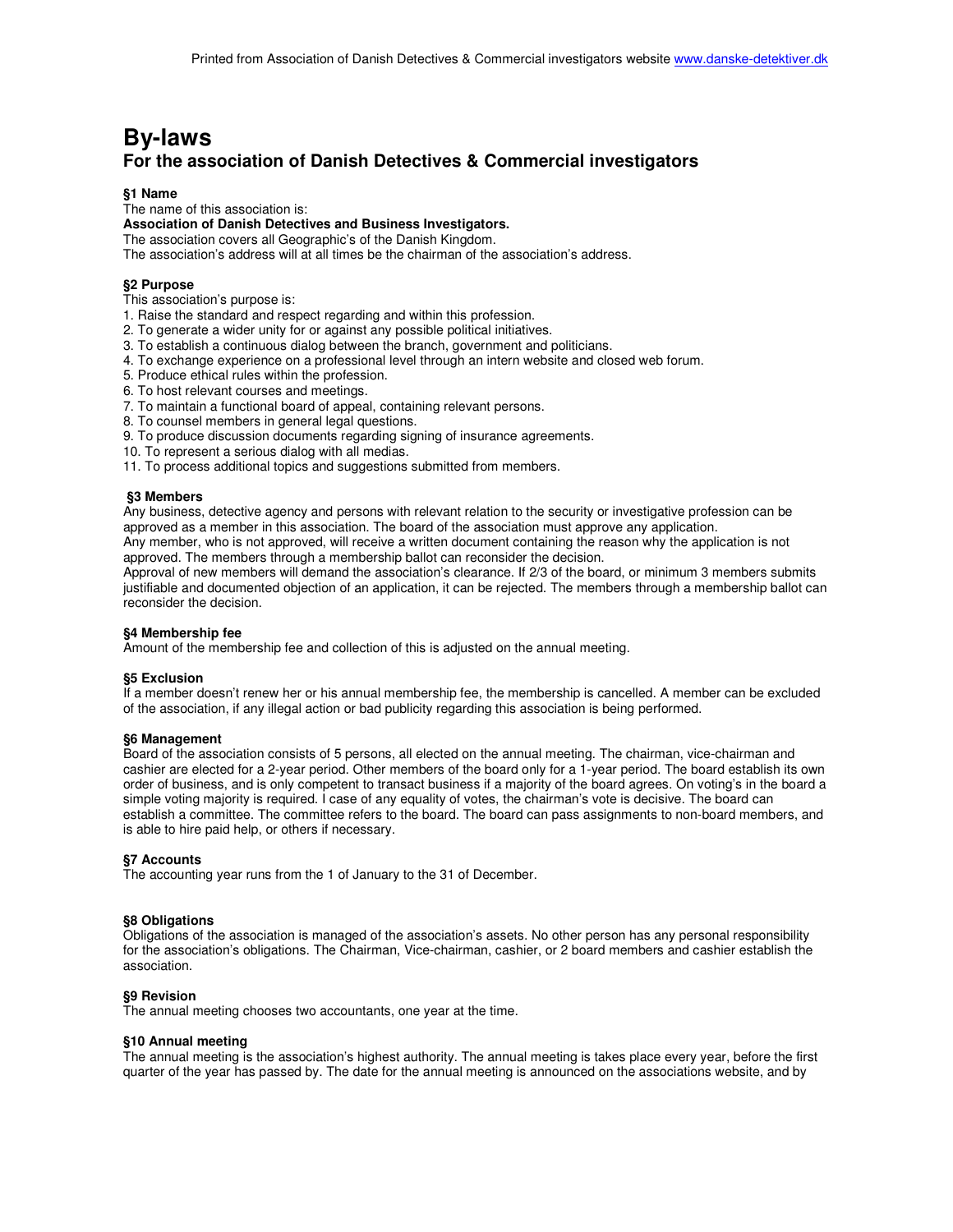# By-laws

## For the association of Danish Detectives & Commercial investigators

**§1 Name**

The name of this association is:

**Association of Danish Detectives and Business Investigators.**

The association covers all Geographic's of the Danish Kingdom.

The association's address will at all times be the chairman of the association's address.

**§2 Purpose**

This association's purpose is:

1. Raise the standard and respect regarding and within this profession.
2. To generate a wider unity for or against any possible political initiatives.
3. To establish a continuous dialog between the branch, government and politicians.
4. To exchange experience on a professional level through an intern website and closed web forum.
5. Produce ethical rules within the profession.
6. To host relevant courses and meetings.
7. To maintain a functional board of appeal, containing relevant persons.
8. To counsel members in general legal questions.
9. To produce discussion documents regarding signing of insurance agreements.
10. To represent a serious dialog with all medias.
11. To process additional topics and suggestions submitted from members.

**§3 Members**

Any business, detective agency and persons with relevant relation to the security or investigative profession can be approved as a member in this association. The board of the association must approve any application.

Any member, who is not approved, will receive a written document containing the reason why the application is not approved. The members through a membership ballot can reconsider the decision.

Approval of new members will demand the association's clearance. If 2/3 of the board, or minimum 3 members submits justifiable and documented objection of an application, it can be rejected. The members through a membership ballot can reconsider the decision.

**§4 Membership fee**

Amount of the membership fee and collection of this is adjusted on the annual meeting.

**§5 Exclusion**

If a member doesn't renew her or his annual membership fee, the membership is cancelled. A member can be excluded of the association, if any illegal action or bad publicity regarding this association is being performed.

**§6 Management**

Board of the association consists of 5 persons, all elected on the annual meeting. The chairman, vice-chairman and cashier are elected for a 2-year period. Other members of the board only for a 1-year period. The board establish its own order of business, and is only competent to transact business if a majority of the board agrees. On voting's in the board a simple voting majority is required. I case of any equality of votes, the chairman's vote is decisive. The board can establish a committee. The committee refers to the board. The board can pass assignments to non-board members, and is able to hire paid help, or others if necessary.

**§7 Accounts**

The accounting year runs from the 1 of January to the 31 of December.

**§8 Obligations**

Obligations of the association is managed of the association's assets. No other person has any personal responsibility for the association's obligations. The Chairman, Vice-chairman, cashier, or 2 board members and cashier establish the association.

**§9 Revision**

The annual meeting chooses two accountants, one year at the time.

**§10 Annual meeting**

The annual meeting is the association's highest authority. The annual meeting is takes place every year, before the first quarter of the year has passed by. The date for the annual meeting is announced on the associations website, and by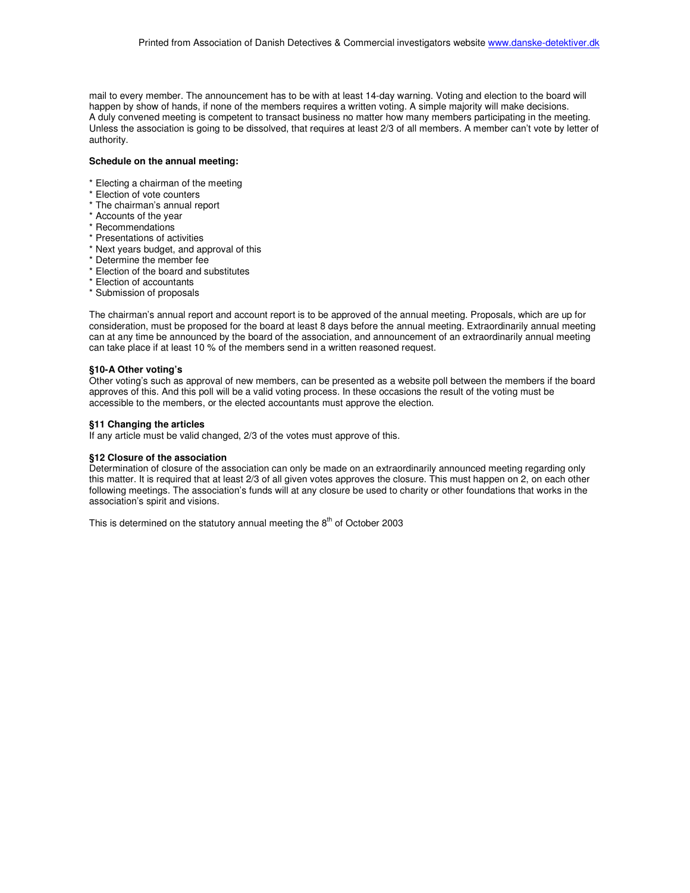mail to every member. The announcement has to be with at least 14-day warning. Voting and election to the board will happen by show of hands, if none of the members requires a written voting. A simple majority will make decisions.
A duly convened meeting is competent to transact business no matter how many members participating in the meeting. Unless the association is going to be dissolved, that requires at least 2/3 of all members. A member can't vote by letter of authority.

**Schedule on the annual meeting:**

* Electing a chairman of the meeting
* Election of vote counters
* The chairman's annual report
* Accounts of the year
* Recommendations
* Presentations of activities
* Next years budget, and approval of this
* Determine the member fee
* Election of the board and substitutes
* Election of accountants
* Submission of proposals

The chairman's annual report and account report is to be approved of the annual meeting. Proposals, which are up for consideration, must be proposed for the board at least 8 days before the annual meeting. Extraordinarily annual meeting can at any time be announced by the board of the association, and announcement of an extraordinarily annual meeting can take place if at least 10 % of the members send in a written reasoned request.

**§10-A Other voting's**

Other voting's such as approval of new members, can be presented as a website poll between the members if the board approves of this. And this poll will be a valid voting process. In these occasions the result of the voting must be accessible to the members, or the elected accountants must approve the election.

**§11 Changing the articles**

If any article must be valid changed, 2/3 of the votes must approve of this.

**§12 Closure of the association**

Determination of closure of the association can only be made on an extraordinarily announced meeting regarding only this matter. It is required that at least 2/3 of all given votes approves the closure. This must happen on 2, on each other following meetings. The association's funds will at any closure be used to charity or other foundations that works in the association's spirit and visions.

This is determined on the statutory annual meeting the 8th of October 2003